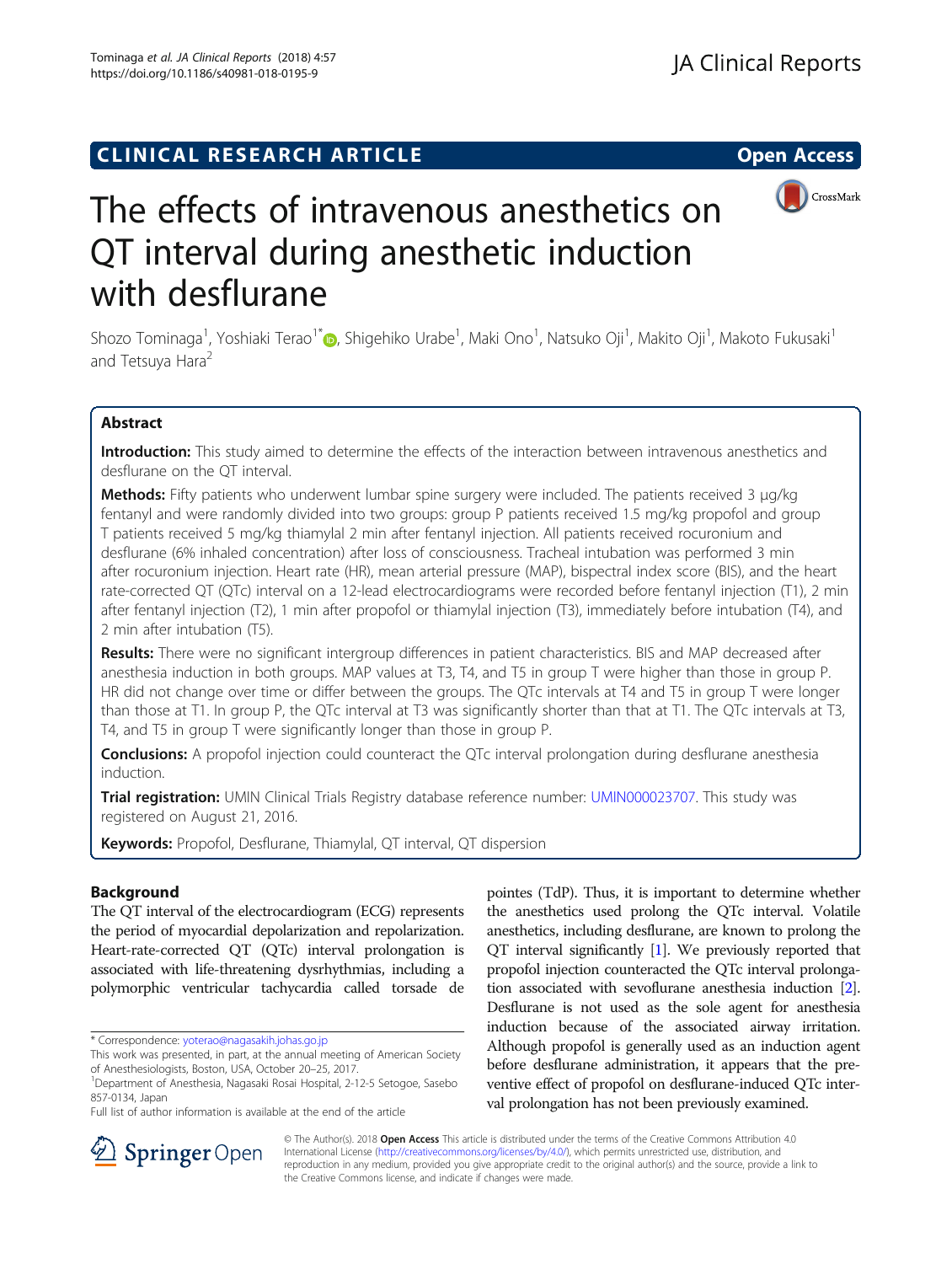CLINICAL RESEARCH ARTICLE

Open Access

# The effects of intravenous anesthetics on QT interval during anesthetic induction with desflurane

Shozo Tominaga[1], Yoshiaki Terao[1*], Shigehiko Urabe[1], Maki Ono[1], Natsuko Oji[1], Makito Oji[1], Makoto Fukusaki[1] and Tetsuya Hara[2]

## Abstract

**Introduction:** This study aimed to determine the effects of the interaction between intravenous anesthetics and desflurane on the QT interval.

**Methods:** Fifty patients who underwent lumbar spine surgery were included. The patients received 3 μg/kg fentanyl and were randomly divided into two groups: group P patients received 1.5 mg/kg propofol and group T patients received 5 mg/kg thiamylal 2 min after fentanyl injection. All patients received rocuronium and desflurane (6% inhaled concentration) after loss of consciousness. Tracheal intubation was performed 3 min after rocuronium injection. Heart rate (HR), mean arterial pressure (MAP), bispectral index score (BIS), and the heart rate-corrected QT (QTc) interval on a 12-lead electrocardiograms were recorded before fentanyl injection (T1), 2 min after fentanyl injection (T2), 1 min after propofol or thiamylal injection (T3), immediately before intubation (T4), and 2 min after intubation (T5).

**Results:** There were no significant intergroup differences in patient characteristics. BIS and MAP decreased after anesthesia induction in both groups. MAP values at T3, T4, and T5 in group T were higher than those in group P. HR did not change over time or differ between the groups. The QTc intervals at T4 and T5 in group T were longer than those at T1. In group P, the QTc interval at T3 was significantly shorter than that at T1. The QTc intervals at T3, T4, and T5 in group T were significantly longer than those in group P.

**Conclusions:** A propofol injection could counteract the QTc interval prolongation during desflurane anesthesia induction.

**Trial registration:** UMIN Clinical Trials Registry database reference number: UMIN000023707. This study was registered on August 21, 2016.

**Keywords:** Propofol, Desflurane, Thiamylal, QT interval, QT dispersion

## Background

The QT interval of the electrocardiogram (ECG) represents the period of myocardial depolarization and repolarization. Heart-rate-corrected QT (QTc) interval prolongation is associated with life-threatening dysrhythmias, including a polymorphic ventricular tachycardia called torsade de pointes (TdP). Thus, it is important to determine whether the anesthetics used prolong the QTc interval. Volatile anesthetics, including desflurane, are known to prolong the QT interval significantly [1]. We previously reported that propofol injection counteracted the QTc interval prolongation associated with sevoflurane anesthesia induction [2]. Desflurane is not used as the sole agent for anesthesia induction because of the associated airway irritation. Although propofol is generally used as an induction agent before desflurane administration, it appears that the preventive effect of propofol on desflurane-induced QTc interval prolongation has not been previously examined.

\* Correspondence: yoterao@nagasakih.johas.go.jp

This work was presented, in part, at the annual meeting of American Society of Anesthesiologists, Boston, USA, October 20–25, 2017.

[1]Department of Anesthesia, Nagasaki Rosai Hospital, 2-12-5 Setogoe, Sasebo 857-0134, Japan

Full list of author information is available at the end of the article

© The Author(s). 2018 **Open Access** This article is distributed under the terms of the Creative Commons Attribution 4.0 International License (http://creativecommons.org/licenses/by/4.0/), which permits unrestricted use, distribution, and reproduction in any medium, provided you give appropriate credit to the original author(s) and the source, provide a link to the Creative Commons license, and indicate if changes were made.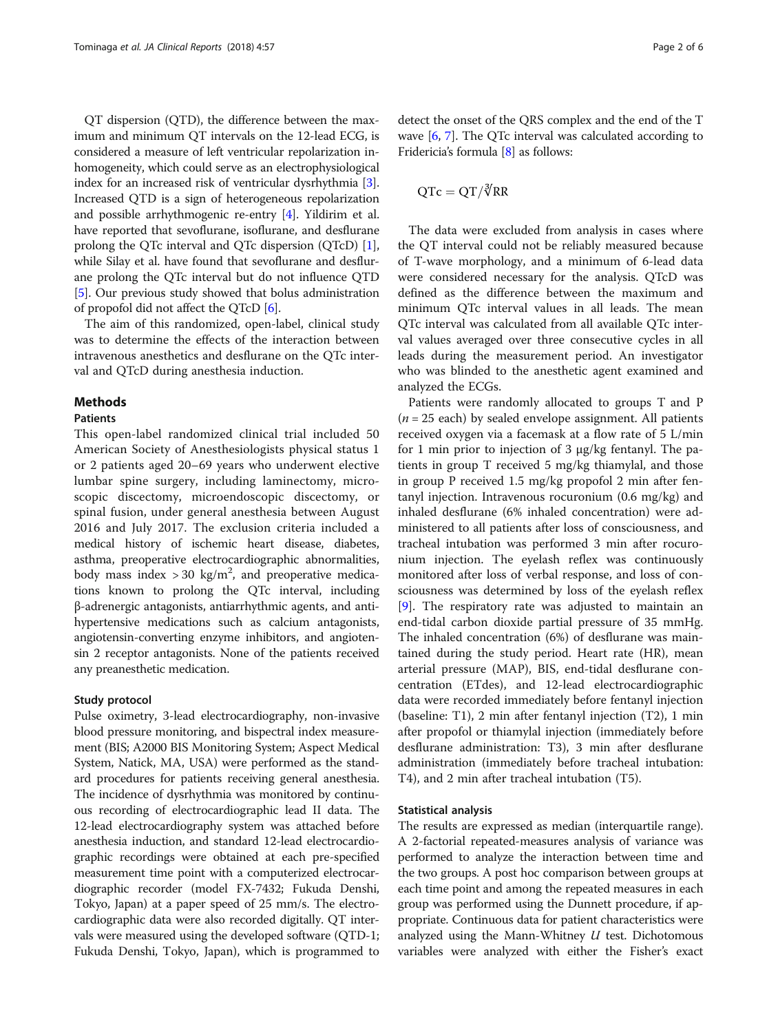QT dispersion (QTD), the difference between the maximum and minimum QT intervals on the 12-lead ECG, is considered a measure of left ventricular repolarization inhomogeneity, which could serve as an electrophysiological index for an increased risk of ventricular dysrhythmia [3]. Increased QTD is a sign of heterogeneous repolarization and possible arrhythmogenic re-entry [4]. Yildirim et al. have reported that sevoflurane, isoflurane, and desflurane prolong the QTc interval and QTc dispersion (QTcD) [1], while Silay et al. have found that sevoflurane and desflurane prolong the QTc interval but do not influence QTD [5]. Our previous study showed that bolus administration of propofol did not affect the QTcD [6].

The aim of this randomized, open-label, clinical study was to determine the effects of the interaction between intravenous anesthetics and desflurane on the QTc interval and QTcD during anesthesia induction.

## Methods

### Patients

This open-label randomized clinical trial included 50 American Society of Anesthesiologists physical status 1 or 2 patients aged 20–69 years who underwent elective lumbar spine surgery, including laminectomy, microscopic discectomy, microendoscopic discectomy, or spinal fusion, under general anesthesia between August 2016 and July 2017. The exclusion criteria included a medical history of ischemic heart disease, diabetes, asthma, preoperative electrocardiographic abnormalities, body mass index > 30 kg/m$^2$, and preoperative medications known to prolong the QTc interval, including β-adrenergic antagonists, antiarrhythmic agents, and antihypertensive medications such as calcium antagonists, angiotensin-converting enzyme inhibitors, and angiotensin 2 receptor antagonists. None of the patients received any preanesthetic medication.

### Study protocol

Pulse oximetry, 3-lead electrocardiography, non-invasive blood pressure monitoring, and bispectral index measurement (BIS; A2000 BIS Monitoring System; Aspect Medical System, Natick, MA, USA) were performed as the standard procedures for patients receiving general anesthesia. The incidence of dysrhythmia was monitored by continuous recording of electrocardiographic lead II data. The 12-lead electrocardiography system was attached before anesthesia induction, and standard 12-lead electrocardiographic recordings were obtained at each pre-specified measurement time point with a computerized electrocardiographic recorder (model FX-7432; Fukuda Denshi, Tokyo, Japan) at a paper speed of 25 mm/s. The electrocardiographic data were also recorded digitally. QT intervals were measured using the developed software (QTD-1; Fukuda Denshi, Tokyo, Japan), which is programmed to detect the onset of the QRS complex and the end of the T wave [6, 7]. The QTc interval was calculated according to Fridericia's formula [8] as follows:

$$\mathrm{QTc} = \mathrm{QT}/\sqrt[3]{\mathrm{RR}}$$

The data were excluded from analysis in cases where the QT interval could not be reliably measured because of T-wave morphology, and a minimum of 6-lead data were considered necessary for the analysis. QTcD was defined as the difference between the maximum and minimum QTc interval values in all leads. The mean QTc interval was calculated from all available QTc interval values averaged over three consecutive cycles in all leads during the measurement period. An investigator who was blinded to the anesthetic agent examined and analyzed the ECGs.

Patients were randomly allocated to groups T and P ($n = 25$ each) by sealed envelope assignment. All patients received oxygen via a facemask at a flow rate of 5 L/min for 1 min prior to injection of 3 μg/kg fentanyl. The patients in group T received 5 mg/kg thiamylal, and those in group P received 1.5 mg/kg propofol 2 min after fentanyl injection. Intravenous rocuronium (0.6 mg/kg) and inhaled desflurane (6% inhaled concentration) were administered to all patients after loss of consciousness, and tracheal intubation was performed 3 min after rocuronium injection. The eyelash reflex was continuously monitored after loss of verbal response, and loss of consciousness was determined by loss of the eyelash reflex [9]. The respiratory rate was adjusted to maintain an end-tidal carbon dioxide partial pressure of 35 mmHg. The inhaled concentration (6%) of desflurane was maintained during the study period. Heart rate (HR), mean arterial pressure (MAP), BIS, end-tidal desflurane concentration (ETdes), and 12-lead electrocardiographic data were recorded immediately before fentanyl injection (baseline: T1), 2 min after fentanyl injection (T2), 1 min after propofol or thiamylal injection (immediately before desflurane administration: T3), 3 min after desflurane administration (immediately before tracheal intubation: T4), and 2 min after tracheal intubation (T5).

### Statistical analysis

The results are expressed as median (interquartile range). A 2-factorial repeated-measures analysis of variance was performed to analyze the interaction between time and the two groups. A post hoc comparison between groups at each time point and among the repeated measures in each group was performed using the Dunnett procedure, if appropriate. Continuous data for patient characteristics were analyzed using the Mann-Whitney $U$ test. Dichotomous variables were analyzed with either the Fisher's exact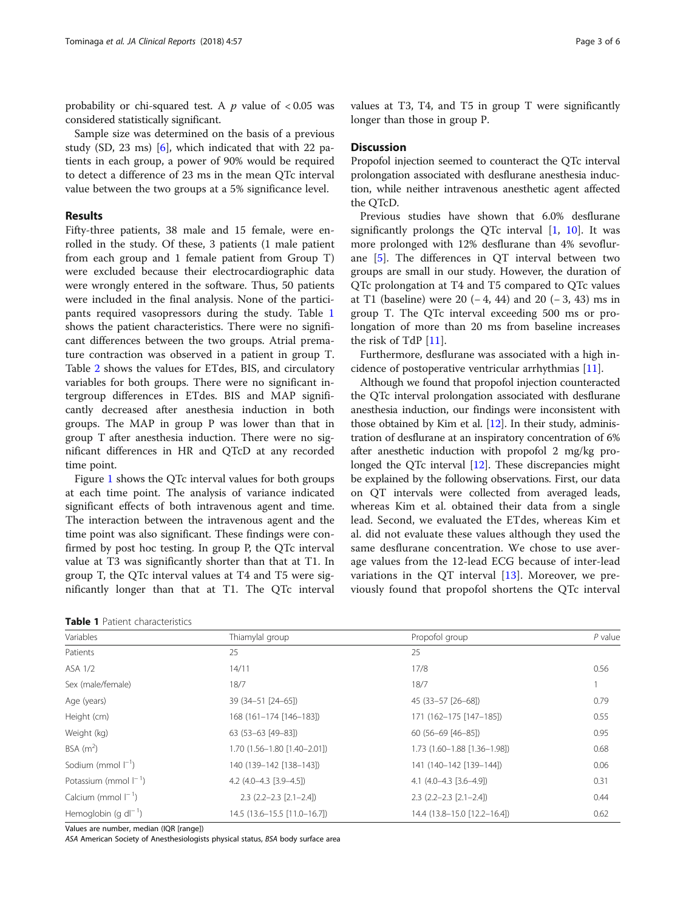probability or chi-squared test. A $p$ value of $< 0.05$ was considered statistically significant.

Sample size was determined on the basis of a previous study (SD, 23 ms) [6], which indicated that with 22 patients in each group, a power of 90% would be required to detect a difference of 23 ms in the mean QTc interval value between the two groups at a 5% significance level.

## Results

Fifty-three patients, 38 male and 15 female, were enrolled in the study. Of these, 3 patients (1 male patient from each group and 1 female patient from Group T) were excluded because their electrocardiographic data were wrongly entered in the software. Thus, 50 patients were included in the final analysis. None of the participants required vasopressors during the study. Table 1 shows the patient characteristics. There were no significant differences between the two groups. Atrial premature contraction was observed in a patient in group T. Table 2 shows the values for ETdes, BIS, and circulatory variables for both groups. There were no significant intergroup differences in ETdes. BIS and MAP significantly decreased after anesthesia induction in both groups. The MAP in group P was lower than that in group T after anesthesia induction. There were no significant differences in HR and QTcD at any recorded time point.

Figure 1 shows the QTc interval values for both groups at each time point. The analysis of variance indicated significant effects of both intravenous agent and time. The interaction between the intravenous agent and the time point was also significant. These findings were confirmed by post hoc testing. In group P, the QTc interval value at T3 was significantly shorter than that at T1. In group T, the QTc interval values at T4 and T5 were significantly longer than that at T1. The QTc interval values at T3, T4, and T5 in group T were significantly longer than those in group P.

## Discussion

Propofol injection seemed to counteract the QTc interval prolongation associated with desflurane anesthesia induction, while neither intravenous anesthetic agent affected the QTcD.

Previous studies have shown that 6.0% desflurane significantly prolongs the QTc interval [1, 10]. It was more prolonged with 12% desflurane than 4% sevoflurane [5]. The differences in QT interval between two groups are small in our study. However, the duration of QTc prolongation at T4 and T5 compared to QTc values at T1 (baseline) were 20 (− 4, 44) and 20 (− 3, 43) ms in group T. The QTc interval exceeding 500 ms or prolongation of more than 20 ms from baseline increases the risk of TdP [11].

Furthermore, desflurane was associated with a high incidence of postoperative ventricular arrhythmias [11].

Although we found that propofol injection counteracted the QTc interval prolongation associated with desflurane anesthesia induction, our findings were inconsistent with those obtained by Kim et al. [12]. In their study, administration of desflurane at an inspiratory concentration of 6% after anesthetic induction with propofol 2 mg/kg prolonged the QTc interval [12]. These discrepancies might be explained by the following observations. First, our data on QT intervals were collected from averaged leads, whereas Kim et al. obtained their data from a single lead. Second, we evaluated the ETdes, whereas Kim et al. did not evaluate these values although they used the same desflurane concentration. We chose to use average values from the 12-lead ECG because of inter-lead variations in the QT interval [13]. Moreover, we previously found that propofol shortens the QTc interval

**Table 1** Patient characteristics

| Variables | Thiamylal group | Propofol group | P value |
|---|---|---|---|
| Patients | 25 | 25 | |
| ASA 1/2 | 14/11 | 17/8 | 0.56 |
| Sex (male/female) | 18/7 | 18/7 | 1 |
| Age (years) | 39 (34–51 [24–65]) | 45 (33–57 [26–68]) | 0.79 |
| Height (cm) | 168 (161–174 [146–183]) | 171 (162–175 [147–185]) | 0.55 |
| Weight (kg) | 63 (53–63 [49–83]) | 60 (56–69 [46–85]) | 0.95 |
| BSA ($m^2$) | 1.70 (1.56–1.80 [1.40–2.01]) | 1.73 (1.60–1.88 [1.36–1.98]) | 0.68 |
| Sodium (mmol $l^{-1}$) | 140 (139–142 [138–143]) | 141 (140–142 [139–144]) | 0.06 |
| Potassium (mmol $l^{-1}$) | 4.2 (4.0–4.3 [3.9–4.5]) | 4.1 (4.0–4.3 [3.6–4.9]) | 0.31 |
| Calcium (mmol $l^{-1}$) | 2.3 (2.2–2.3 [2.1–2.4]) | 2.3 (2.2–2.3 [2.1–2.4]) | 0.44 |
| Hemoglobin (g $dl^{-1}$) | 14.5 (13.6–15.5 [11.0–16.7]) | 14.4 (13.8–15.0 [12.2–16.4]) | 0.62 |

Values are number, median (IQR [range])

*ASA* American Society of Anesthesiologists physical status, *BSA* body surface area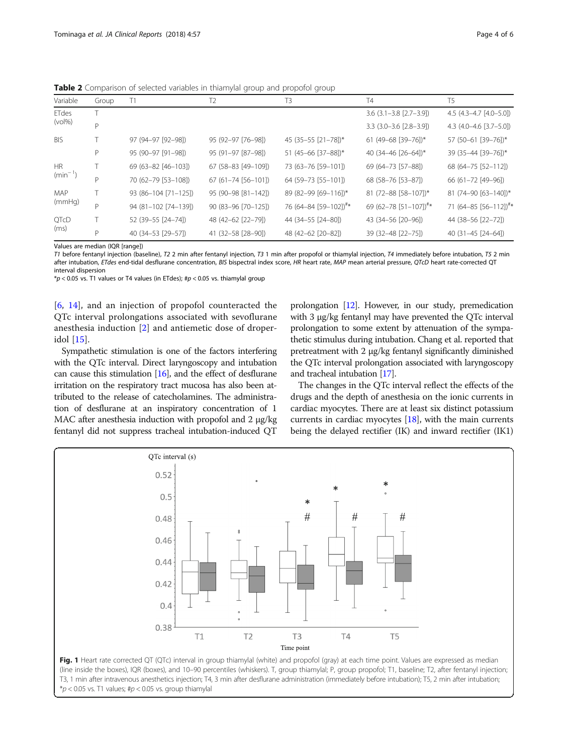**Table 2** Comparison of selected variables in thiamylal group and propofol group

| Variable | Group | T1 | T2 | T3 | T4 | T5 |
|---|---|---|---|---|---|---|
| ETdes (vol%) | T | | | | 3.6 (3.1–3.8 [2.7–3.9]) | 4.5 (4.3–4.7 [4.0–5.0]) |
| | P | | | | 3.3 (3.0–3.6 [2.8–3.9]) | 4.3 (4.0–4.6 [3.7–5.0]) |
| BIS | T | 97 (94–97 [92–98]) | 95 (92–97 [76–98]) | 45 (35–55 [21–78])* | 61 (49–68 [39–76])* | 57 (50–61 [39–76])* |
| | P | 95 (90–97 [91–98]) | 95 (91–97 [87–98]) | 51 (45–66 [37–88])* | 40 (34–46 [26–64])* | 39 (35–44 [39–76])* |
| HR ($min^{-1}$) | T | 69 (63–82 [46–103]) | 67 (58–83 [49–109]) | 73 (63–76 [59–101]) | 69 (64–73 [57–88]) | 68 (64–75 [52–112]) |
| | P | 70 (62–79 [53–108]) | 67 (61–74 [56–101]) | 64 (59–73 [55–101]) | 68 (58–76 [53–87]) | 66 (61–72 [49–96]) |
| MAP (mmHg) | T | 93 (86–104 [71–125]) | 95 (90–98 [81–142]) | 89 (82–99 [69–116])* | 81 (72–88 [58–107])* | 81 (74–90 [63–140])* |
| | P | 94 (81–102 [74–139]) | 90 (83–96 [70–125]) | 76 (64–84 [59–102])#* | 69 (62–78 [51–107])#* | 71 (64–85 [56–112])#* |
| QTcD (ms) | T | 52 (39–55 [24–74]) | 48 (42–62 [22–79]) | 44 (34–55 [24–80]) | 43 (34–56 [20–96]) | 44 (38–56 [22–72]) |
| | P | 40 (34–53 [29–57]) | 41 (32–58 [28–90]) | 48 (42–62 [20–82]) | 39 (32–48 [22–75]) | 40 (31–45 [24–64]) |

Values are median (IQR [range])

*T1* before fentanyl injection (baseline), *T2* 2 min after fentanyl injection, *T3* 1 min after propofol or thiamylal injection, *T4* immediately before intubation, *T5* 2 min after intubation, *ETdes* end-tidal desflurane concentration, *BIS* bispectral index score, *HR* heart rate, *MAP* mean arterial pressure, *QTcD* heart rate-corrected QT interval dispersion

*$p < 0.05$ vs. T1 values or T4 values (in ETdes); #$p < 0.05$ vs. thiamylal group

[6, 14], and an injection of propofol counteracted the QTc interval prolongations associated with sevoflurane anesthesia induction [2] and antiemetic dose of droperidol [15].

Sympathetic stimulation is one of the factors interfering with the QTc interval. Direct laryngoscopy and intubation can cause this stimulation [16], and the effect of desflurane irritation on the respiratory tract mucosa has also been attributed to the release of catecholamines. The administration of desflurane at an inspiratory concentration of 1 MAC after anesthesia induction with propofol and 2 μg/kg fentanyl did not suppress tracheal intubation-induced QT prolongation [12]. However, in our study, premedication with 3 μg/kg fentanyl may have prevented the QTc interval prolongation to some extent by attenuation of the sympathetic stimulus during intubation. Chang et al. reported that pretreatment with 2 μg/kg fentanyl significantly diminished the QTc interval prolongation associated with laryngoscopy and tracheal intubation [17].

The changes in the QTc interval reflect the effects of the drugs and the depth of anesthesia on the ionic currents in cardiac myocytes. There are at least six distinct potassium currents in cardiac myocytes [18], with the main currents being the delayed rectifier (IK) and inward rectifier (IK1)

**Fig. 1** Heart rate corrected QT (QTc) interval in group thiamylal (white) and propofol (gray) at each time point. Values are expressed as median (line inside the boxes), IQR (boxes), and 10–90 percentiles (whiskers). T, group thiamylal; P, group propofol; T1, baseline; T2, after fentanyl injection; T3, 1 min after intravenous anesthetics injection; T4, 3 min after desflurane administration (immediately before intubation); T5, 2 min after intubation; *$p < 0.05$ vs. T1 values; #$p < 0.05$ vs. group thiamylal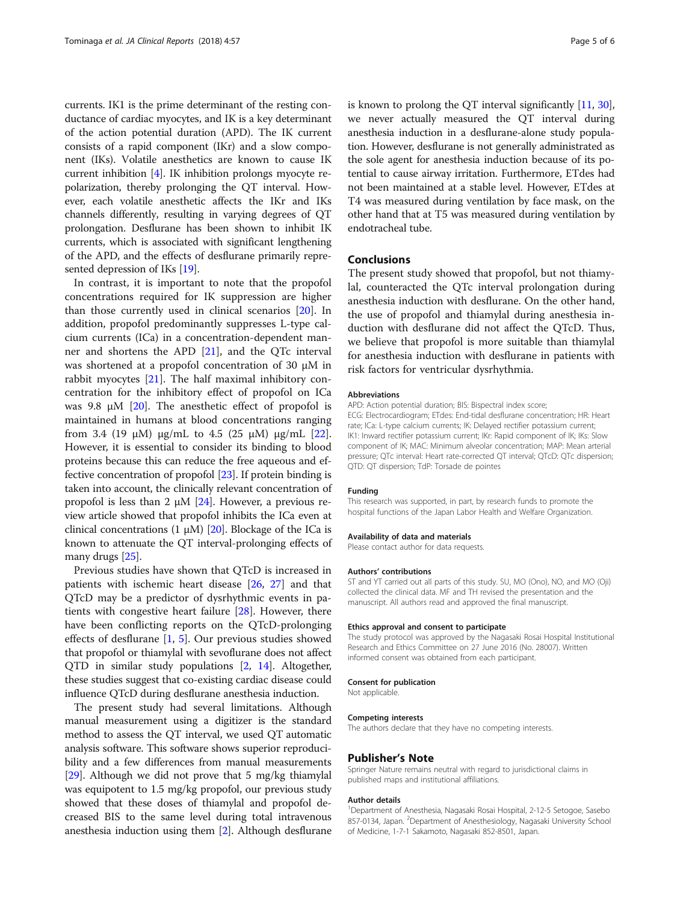currents. IK1 is the prime determinant of the resting conductance of cardiac myocytes, and IK is a key determinant of the action potential duration (APD). The IK current consists of a rapid component (IKr) and a slow component (IKs). Volatile anesthetics are known to cause IK current inhibition [4]. IK inhibition prolongs myocyte repolarization, thereby prolonging the QT interval. However, each volatile anesthetic affects the IKr and IKs channels differently, resulting in varying degrees of QT prolongation. Desflurane has been shown to inhibit IK currents, which is associated with significant lengthening of the APD, and the effects of desflurane primarily represented depression of IKs [19].

In contrast, it is important to note that the propofol concentrations required for IK suppression are higher than those currently used in clinical scenarios [20]. In addition, propofol predominantly suppresses L-type calcium currents (ICa) in a concentration-dependent manner and shortens the APD [21], and the QTc interval was shortened at a propofol concentration of 30 μM in rabbit myocytes [21]. The half maximal inhibitory concentration for the inhibitory effect of propofol on ICa was 9.8 μM [20]. The anesthetic effect of propofol is maintained in humans at blood concentrations ranging from 3.4 (19 μM) μg/mL to 4.5 (25 μM) μg/mL [22]. However, it is essential to consider its binding to blood proteins because this can reduce the free aqueous and effective concentration of propofol [23]. If protein binding is taken into account, the clinically relevant concentration of propofol is less than 2 μM [24]. However, a previous review article showed that propofol inhibits the ICa even at clinical concentrations (1 μM) [20]. Blockage of the ICa is known to attenuate the QT interval-prolonging effects of many drugs [25].

Previous studies have shown that QTcD is increased in patients with ischemic heart disease [26, 27] and that QTcD may be a predictor of dysrhythmic events in patients with congestive heart failure [28]. However, there have been conflicting reports on the QTcD-prolonging effects of desflurane [1, 5]. Our previous studies showed that propofol or thiamylal with sevoflurane does not affect QTD in similar study populations [2, 14]. Altogether, these studies suggest that co-existing cardiac disease could influence QTcD during desflurane anesthesia induction.

The present study had several limitations. Although manual measurement using a digitizer is the standard method to assess the QT interval, we used QT automatic analysis software. This software shows superior reproducibility and a few differences from manual measurements [29]. Although we did not prove that 5 mg/kg thiamylal was equipotent to 1.5 mg/kg propofol, our previous study showed that these doses of thiamylal and propofol decreased BIS to the same level during total intravenous anesthesia induction using them [2]. Although desflurane is known to prolong the QT interval significantly [11, 30], we never actually measured the QT interval during anesthesia induction in a desflurane-alone study population. However, desflurane is not generally administrated as the sole agent for anesthesia induction because of its potential to cause airway irritation. Furthermore, ETdes had not been maintained at a stable level. However, ETdes at T4 was measured during ventilation by face mask, on the other hand that at T5 was measured during ventilation by endotracheal tube.

## Conclusions

The present study showed that propofol, but not thiamylal, counteracted the QTc interval prolongation during anesthesia induction with desflurane. On the other hand, the use of propofol and thiamylal during anesthesia induction with desflurane did not affect the QTcD. Thus, we believe that propofol is more suitable than thiamylal for anesthesia induction with desflurane in patients with risk factors for ventricular dysrhythmia.

### Abbreviations

APD: Action potential duration; BIS: Bispectral index score; ECG: Electrocardiogram; ETdes: End-tidal desflurane concentration; HR: Heart rate; ICa: L-type calcium currents; IK: Delayed rectifier potassium current; IK1: Inward rectifier potassium current; IKr: Rapid component of IK; IKs: Slow component of IK; MAC: Minimum alveolar concentration; MAP: Mean arterial pressure; QTc interval: Heart rate-corrected QT interval; QTcD: QTc dispersion; QTD: QT dispersion; TdP: Torsade de pointes

### Funding

This research was supported, in part, by research funds to promote the hospital functions of the Japan Labor Health and Welfare Organization.

### Availability of data and materials

Please contact author for data requests.

### Authors' contributions

ST and YT carried out all parts of this study. SU, MO (Ono), NO, and MO (Oji) collected the clinical data. MF and TH revised the presentation and the manuscript. All authors read and approved the final manuscript.

### Ethics approval and consent to participate

The study protocol was approved by the Nagasaki Rosai Hospital Institutional Research and Ethics Committee on 27 June 2016 (No. 28007). Written informed consent was obtained from each participant.

### Consent for publication

Not applicable.

### Competing interests

The authors declare that they have no competing interests.

## Publisher's Note

Springer Nature remains neutral with regard to jurisdictional claims in published maps and institutional affiliations.

### Author details

[1]Department of Anesthesia, Nagasaki Rosai Hospital, 2-12-5 Setogoe, Sasebo 857-0134, Japan. [2]Department of Anesthesiology, Nagasaki University School of Medicine, 1-7-1 Sakamoto, Nagasaki 852-8501, Japan.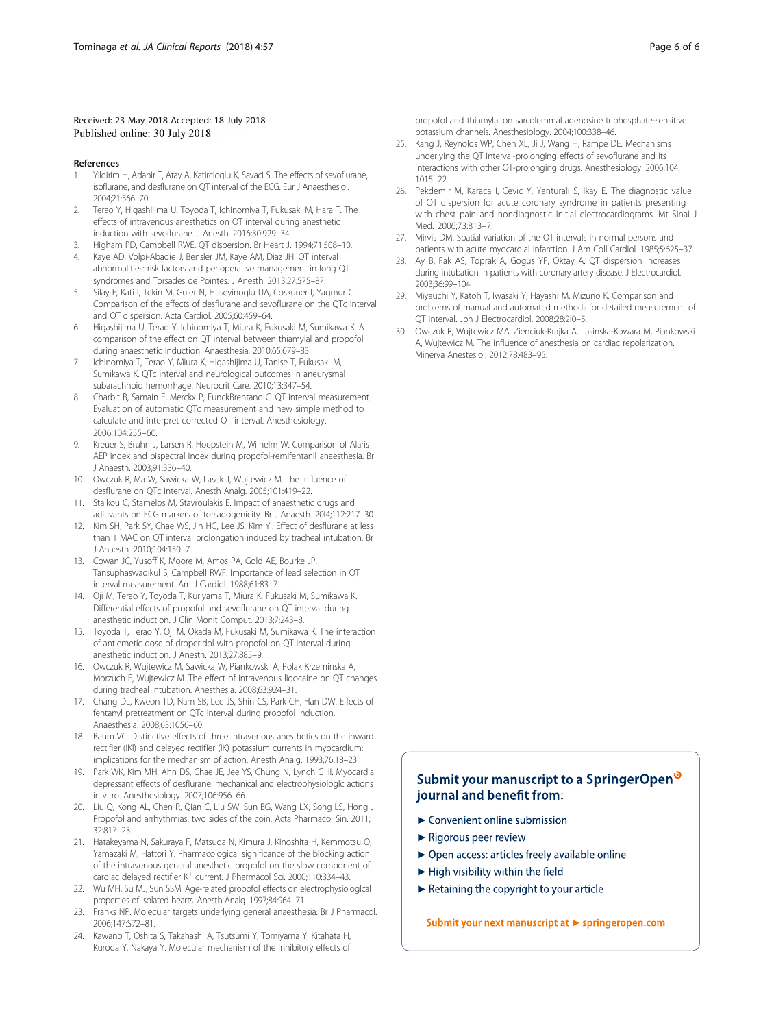Received: 23 May 2018 Accepted: 18 July 2018
Published online: 30 July 2018

## References

1. Yildirim H, Adanir T, Atay A, Katircioglu K, Savaci S. The effects of sevoflurane, isoflurane, and desflurane on QT interval of the ECG. Eur J Anaesthesiol. 2004;21:566–70.
2. Terao Y, Higashijima U, Toyoda T, Ichinomiya T, Fukusaki M, Hara T. The effects of intravenous anesthetics on QT interval during anesthetic induction with sevoflurane. J Anesth. 2016;30:929–34.
3. Higham PD, Campbell RWE. QT dispersion. Br Heart J. 1994;71:508–10.
4. Kaye AD, Volpi-Abadie J, Bensler JM, Kaye AM, Diaz JH. QT interval abnormalities: risk factors and perioperative management in long QT syndromes and Torsades de Pointes. J Anesth. 2013;27:575–87.
5. Silay E, Kati I, Tekin M, Guler N, Huseyinoglu UA, Coskuner I, Yagmur C. Comparison of the effects of desflurane and sevoflurane on the QTc interval and QT dispersion. Acta Cardiol. 2005;60:459–64.
6. Higashijima U, Terao Y, Ichinomiya T, Miura K, Fukusaki M, Sumikawa K. A comparison of the effect on QT interval between thiamylal and propofol during anaesthetic induction. Anaesthesia. 2010;65:679–83.
7. Ichinomiya T, Terao Y, Miura K, Higashijima U, Tanise T, Fukusaki M, Sumikawa K. QTc interval and neurological outcomes in aneurysmal subarachnoid hemorrhage. Neurocrit Care. 2010;13:347–54.
8. Charbit B, Samain E, Merckx P, FunckBrentano C. QT interval measurement. Evaluation of automatic QTc measurement and new simple method to calculate and interpret corrected QT interval. Anesthesiology. 2006;104:255–60.
9. Kreuer S, Bruhn J, Larsen R, Hoepstein M, Wilhelm W. Comparison of Alaris AEP index and bispectral index during propofol-remifentanil anaesthesia. Br J Anaesth. 2003;91:336–40.
10. Owczuk R, Ma W, Sawicka W, Lasek J, Wujtewicz M. The influence of desflurane on QTc interval. Anesth Analg. 2005;101:419–22.
11. Staikou C, Stamelos M, Stavroulakis E. Impact of anaesthetic drugs and adjuvants on ECG markers of torsadogenicity. Br J Anaesth. 20l4;112:217–30.
12. Kim SH, Park SY, Chae WS, Jin HC, Lee JS, Kim YI. Effect of desflurane at less than 1 MAC on QT interval prolongation induced by tracheal intubation. Br J Anaesth. 2010;104:150–7.
13. Cowan JC, Yusoff K, Moore M, Amos PA, Gold AE, Bourke JP, Tansuphaswadikul S, Campbell RWF. Importance of lead selection in QT interval measurement. Am J Cardiol. 1988;61:83–7.
14. Oji M, Terao Y, Toyoda T, Kuriyama T, Miura K, Fukusaki M, Sumikawa K. Differential effects of propofol and sevoflurane on QT interval during anesthetic induction. J Clin Monit Comput. 2013;7:243–8.
15. Toyoda T, Terao Y, Oji M, Okada M, Fukusaki M, Sumikawa K. The interaction of antiemetic dose of droperidol with propofol on QT interval during anesthetic induction. J Anesth. 2013;27:885–9.
16. Owczuk R, Wujtewicz M, Sawicka W, Piankowski A, Polak Krzeminska A, Morzuch E, Wujtewicz M. The effect of intravenous lidocaine on QT changes during tracheal intubation. Anesthesia. 2008;63:924–31.
17. Chang DL, Kweon TD, Nam SB, Lee JS, Shin CS, Park CH, Han DW. Effects of fentanyl pretreatment on QTc interval during propofol induction. Anaesthesia. 2008;63:1056–60.
18. Baum VC. Distinctive effects of three intravenous anesthetics on the inward rectifier (IKI) and delayed rectifier (IK) potassium currents in myocardium: implications for the mechanism of action. Anesth Analg. 1993;76:18–23.
19. Park WK, Kim MH, Ahn DS, Chae JE, Jee YS, Chung N, Lynch C III. Myocardial depressant effects of desflurane: mechanical and electrophysiologlc actions in vitro. Anesthesiology. 2007;106:956–66.
20. Liu Q, Kong AL, Chen R, Qian C, Liu SW, Sun BG, Wang LX, Song LS, Hong J. Propofol and arrhythmias: two sides of the coin. Acta Pharmacol Sin. 2011; 32:817–23.
21. Hatakeyama N, Sakuraya F, Matsuda N, Kimura J, Kinoshita H, Kemmotsu O, Yamazaki M, Hattori Y. Pharmacological significance of the blocking action of the intravenous general anesthetic propofol on the slow component of cardiac delayed rectifier K+ current. J Pharmacol Sci. 2000;110:334–43.
22. Wu MH, Su MJ, Sun SSM. Age-related propofol effects on electrophysiologlcal properties of isolated hearts. Anesth Analg. 1997;84:964–71.
23. Franks NP. Molecular targets underlying general anaesthesia. Br J Pharmacol. 2006;147:S72–81.
24. Kawano T, Oshita S, Takahashi A, Tsutsumi Y, Tomiyama Y, Kitahata H, Kuroda Y, Nakaya Y. Molecular mechanism of the inhibitory effects of propofol and thiamylal on sarcolemmal adenosine triphosphate-sensitive potassium channels. Anesthesiology. 2004;100:338–46.
25. Kang J, Reynolds WP, Chen XL, Ji J, Wang H, Rampe DE. Mechanisms underlying the QT interval-prolonging effects of sevoflurane and its interactions with other QT-prolonging drugs. Anesthesiology. 2006;104: 1015–22.
26. Pekdemir M, Karaca I, Cevic Y, Yanturali S, Ikay E. The diagnostic value of QT dispersion for acute coronary syndrome in patients presenting with chest pain and nondiagnostic initial electrocardiograms. Mt Sinai J Med. 2006;73:813–7.
27. Mirvis DM. Spatial variation of the QT intervals in normal persons and patients with acute myocardial infarction. J Am Coll Cardiol. 1985;5:625–37.
28. Ay B, Fak AS, Toprak A, Gogus YF, Oktay A. QT dispersion increases during intubation in patients with coronary artery disease. J Electrocardiol. 2003;36:99–104.
29. Miyauchi Y, Katoh T, Iwasaki Y, Hayashi M, Mizuno K. Comparison and problems of manual and automated methods for detailed measurement of QT interval. Jpn J Electrocardiol. 2008;28:2l0–5.
30. Owczuk R, Wujtewicz MA, Zienciuk-Krajka A, Lasinska-Kowara M, Piankowski A, Wujtewicz M. The influence of anesthesia on cardiac repolarization. Minerva Anestesiol. 2012;78:483–95.

**Submit your manuscript to a SpringerOpen journal and benefit from:**

- Convenient online submission
- Rigorous peer review
- Open access: articles freely available online
- High visibility within the field
- Retaining the copyright to your article

Submit your next manuscript at ▶ springeropen.com